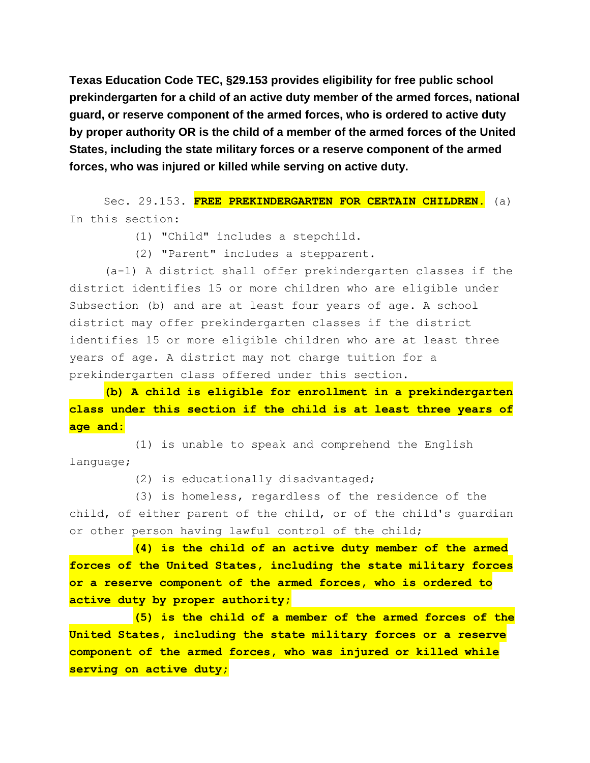**Texas Education Code TEC, §29.153 provides eligibility for free public school prekindergarten for a child of an active duty member of the armed forces, national guard, or reserve component of the armed forces, who is ordered to active duty by proper authority OR is the child of a member of the armed forces of the United States, including the state military forces or a reserve component of the armed forces, who was injured or killed while serving on active duty.**

Sec. 29.153. **FREE PREKINDERGARTEN FOR CERTAIN CHILDREN.** (a) In this section:

(1) "Child" includes a stepchild.

(2) "Parent" includes a stepparent.

(a-1) A district shall offer prekindergarten classes if the district identifies 15 or more children who are eligible under Subsection (b) and are at least four years of age. A school district may offer prekindergarten classes if the district identifies 15 or more eligible children who are at least three years of age. A district may not charge tuition for a prekindergarten class offered under this section.

**(b) A child is eligible for enrollment in a prekindergarten class under this section if the child is at least three years of age and:**

(1) is unable to speak and comprehend the English language;

(2) is educationally disadvantaged;

(3) is homeless, regardless of the residence of the child, of either parent of the child, or of the child's guardian or other person having lawful control of the child;

**(4) is the child of an active duty member of the armed forces of the United States, including the state military forces or a reserve component of the armed forces, who is ordered to active duty by proper authority;**

**(5) is the child of a member of the armed forces of the United States, including the state military forces or a reserve component of the armed forces, who was injured or killed while serving on active duty;**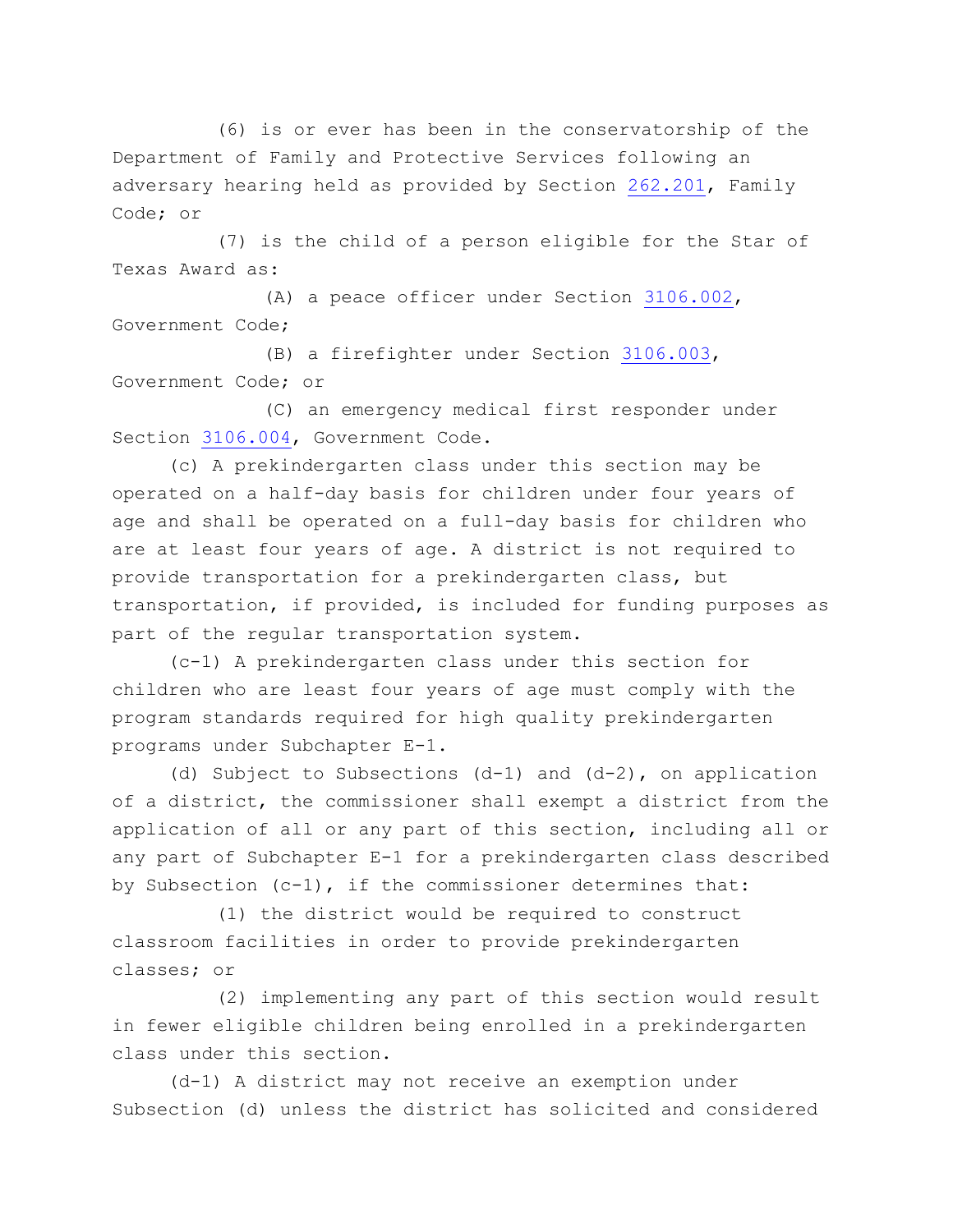(6) is or ever has been in the conservatorship of the Department of Family and Protective Services following an adversary hearing held as provided by Section 262.201, Family Code; or

(7) is the child of a person eligible for the Star of Texas Award as:

(A) a peace officer under Section 3106.002, Government Code;

(B) a firefighter under Section 3106.003, Government Code; or

(C) an emergency medical first responder under Section 3106.004, Government Code.

(c) A prekindergarten class under this section may be operated on a half-day basis for children under four years of age and shall be operated on a full-day basis for children who are at least four years of age. A district is not required to provide transportation for a prekindergarten class, but transportation, if provided, is included for funding purposes as part of the regular transportation system.

(c-1) A prekindergarten class under this section for children who are least four years of age must comply with the program standards required for high quality prekindergarten programs under Subchapter E-1.

(d) Subject to Subsections (d-1) and (d-2), on application of a district, the commissioner shall exempt a district from the application of all or any part of this section, including all or any part of Subchapter E-1 for a prekindergarten class described by Subsection (c-1), if the commissioner determines that:

(1) the district would be required to construct classroom facilities in order to provide prekindergarten classes; or

(2) implementing any part of this section would result in fewer eligible children being enrolled in a prekindergarten class under this section.

(d-1) A district may not receive an exemption under Subsection (d) unless the district has solicited and considered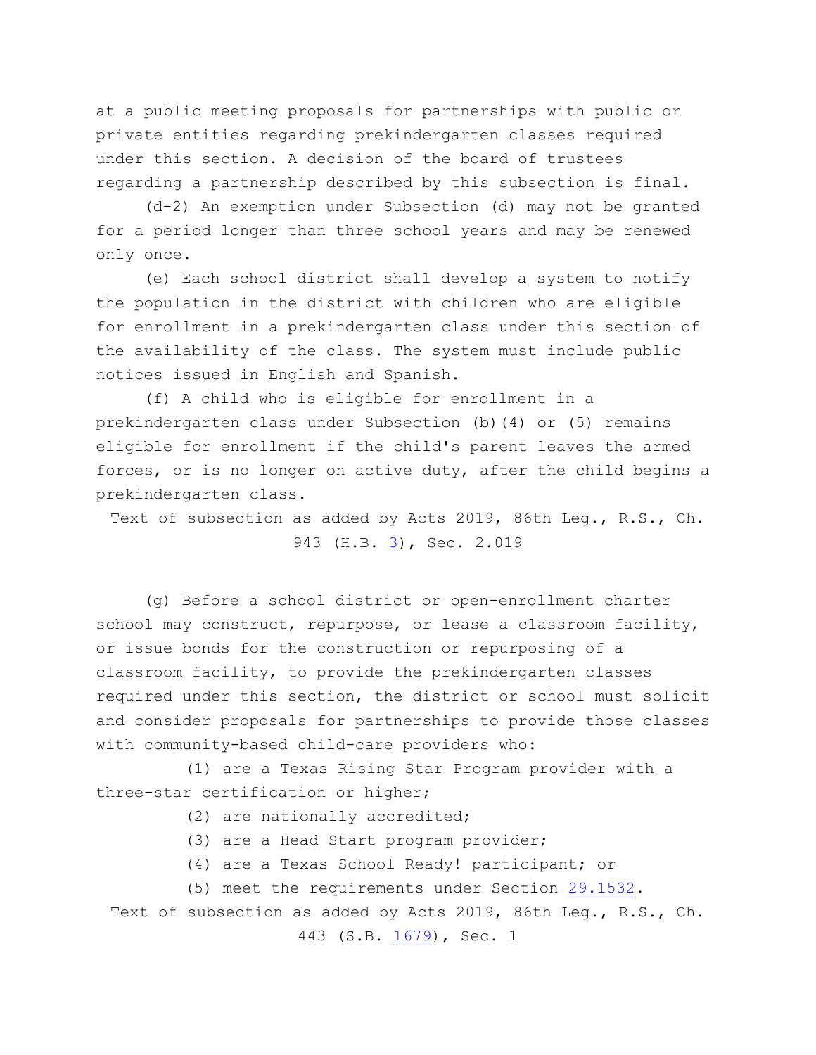at a public meeting proposals for partnerships with public or private entities regarding prekindergarten classes required under this section. A decision of the board of trustees regarding a partnership described by this subsection is final.

(d-2) An exemption under Subsection (d) may not be granted for a period longer than three school years and may be renewed only once.

(e) Each school district shall develop a system to notify the population in the district with children who are eligible for enrollment in a prekindergarten class under this section of the availability of the class. The system must include public notices issued in English and Spanish.

(f) A child who is eligible for enrollment in a prekindergarten class under Subsection (b)(4) or (5) remains eligible for enrollment if the child's parent leaves the armed forces, or is no longer on active duty, after the child begins a prekindergarten class.

Text of subsection as added by Acts 2019, 86th Leg., R.S., Ch. 943 (H.B. 3), Sec. 2.019

(g) Before a school district or open-enrollment charter school may construct, repurpose, or lease a classroom facility, or issue bonds for the construction or repurposing of a classroom facility, to provide the prekindergarten classes required under this section, the district or school must solicit and consider proposals for partnerships to provide those classes with community-based child-care providers who:

(1) are a Texas Rising Star Program provider with a three-star certification or higher;

(2) are nationally accredited;

(3) are a Head Start program provider;

(4) are a Texas School Ready! participant; or

(5) meet the requirements under Section 29.1532.

Text of subsection as added by Acts 2019, 86th Leg., R.S., Ch. 443 (S.B. 1679), Sec. 1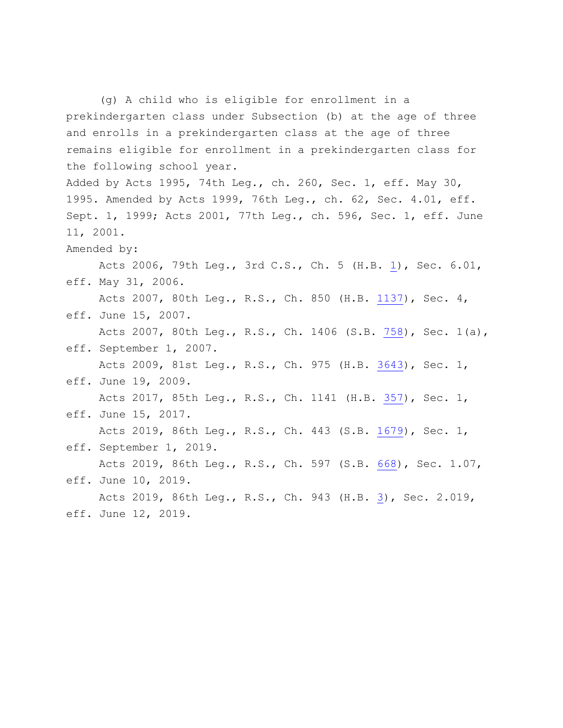(g) A child who is eligible for enrollment in a prekindergarten class under Subsection (b) at the age of three and enrolls in a prekindergarten class at the age of three remains eligible for enrollment in a prekindergarten class for the following school year.

Added by Acts 1995, 74th Leg., ch. 260, Sec. 1, eff. May 30, 1995. Amended by Acts 1999, 76th Leg., ch. 62, Sec. 4.01, eff. Sept. 1, 1999; Acts 2001, 77th Leg., ch. 596, Sec. 1, eff. June 11, 2001.

Amended by:

Acts 2006, 79th Leg., 3rd C.S., Ch. 5 (H.B. 1), Sec. 6.01, eff. May 31, 2006.

Acts 2007, 80th Leg., R.S., Ch. 850 (H.B. 1137), Sec. 4, eff. June 15, 2007.

Acts 2007, 80th Leg., R.S., Ch. 1406 (S.B. 758), Sec. 1(a), eff. September 1, 2007.

Acts 2009, 81st Leg., R.S., Ch. 975 (H.B. 3643), Sec. 1, eff. June 19, 2009.

Acts 2017, 85th Leg., R.S., Ch. 1141 (H.B. 357), Sec. 1, eff. June 15, 2017.

Acts 2019, 86th Leg., R.S., Ch. 443 (S.B. 1679), Sec. 1, eff. September 1, 2019.

Acts 2019, 86th Leg., R.S., Ch. 597 (S.B. 668), Sec. 1.07, eff. June 10, 2019.

Acts 2019, 86th Leg., R.S., Ch. 943 (H.B. 3), Sec. 2.019, eff. June 12, 2019.